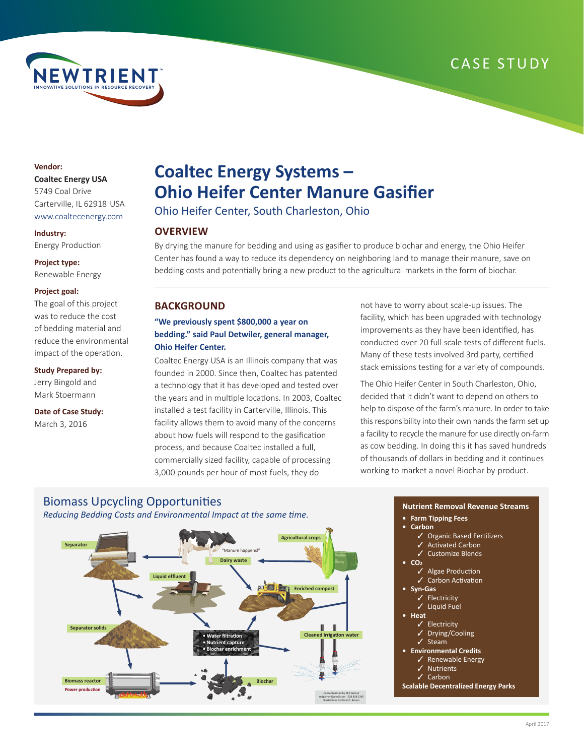# CASE STUDY

**Vendor:**
**Coaltec Energy USA**
5749 Coal Drive
Carterville, IL 62918 USA
www.coaltecenergy.com

**Industry:**
Energy Production

**Project type:**
Renewable Energy

**Project goal:**
The goal of this project was to reduce the cost of bedding material and reduce the environmental impact of the operation.

**Study Prepared by:**
Jerry Bingold and Mark Stoermann

**Date of Case Study:**
March 3, 2016

# Coaltec Energy Systems – Ohio Heifer Center Manure Gasifier

Ohio Heifer Center, South Charleston, Ohio

## OVERVIEW

By drying the manure for bedding and using as gasifier to produce biochar and energy, the Ohio Heifer Center has found a way to reduce its dependency on neighboring land to manage their manure, save on bedding costs and potentially bring a new product to the agricultural markets in the form of biochar.

## BACKGROUND

**"We previously spent $800,000 a year on bedding." said Paul Detwiler, general manager, Ohio Heifer Center.**

Coaltec Energy USA is an Illinois company that was founded in 2000. Since then, Coaltec has patented a technology that it has developed and tested over the years and in multiple locations. In 2003, Coaltec installed a test facility in Carterville, Illinois. This facility allows them to avoid many of the concerns about how fuels will respond to the gasification process, and because Coaltec installed a full, commercially sized facility, capable of processing 3,000 pounds per hour of most fuels, they do not have to worry about scale-up issues. The facility, which has been upgraded with technology improvements as they have been identified, has conducted over 20 full scale tests of different fuels. Many of these tests involved 3rd party, certified stack emissions testing for a variety of compounds.

The Ohio Heifer Center in South Charleston, Ohio, decided that it didn't want to depend on others to help to dispose of the farm's manure. In order to take this responsibility into their own hands the farm set up a facility to recycle the manure for use directly on-farm as cow bedding. In doing this it has saved hundreds of thousands of dollars in bedding and it continues working to market a novel Biochar by-product.

## Biomass Upcycling Opportunities

*Reducing Bedding Costs and Environmental Impact at the same time.*

Separator · Dairy waste ("Manure happens!") · Agricultural crops · Liquid effluent · Enriched compost · Separator solids · Water filtration · Nutrient capture · Biochar enrichment · Cleaned irrigation water · Biomass reactor · Power production · Biochar

Conceptualized by RED Garner redgarner@gmail.com 208.308.2345 Illustrations by Kevin D. Brown

### Nutrient Removal Revenue Streams

- **Farm Tipping Fees**
- **Carbon**
  - ✓ Organic Based Fertilizers
  - ✓ Activated Carbon
  - ✓ Customize Blends
- **$CO_2$**
  - ✓ Algae Production
  - ✓ Carbon Activation
- **Syn-Gas**
  - ✓ Electricity
  - ✓ Liquid Fuel
- **Heat**
  - ✓ Electricity
  - ✓ Drying/Cooling
  - ✓ Steam
- **Environmental Credits**
  - ✓ Renewable Energy
  - ✓ Nutrients
  - ✓ Carbon

**Scalable Decentralized Energy Parks**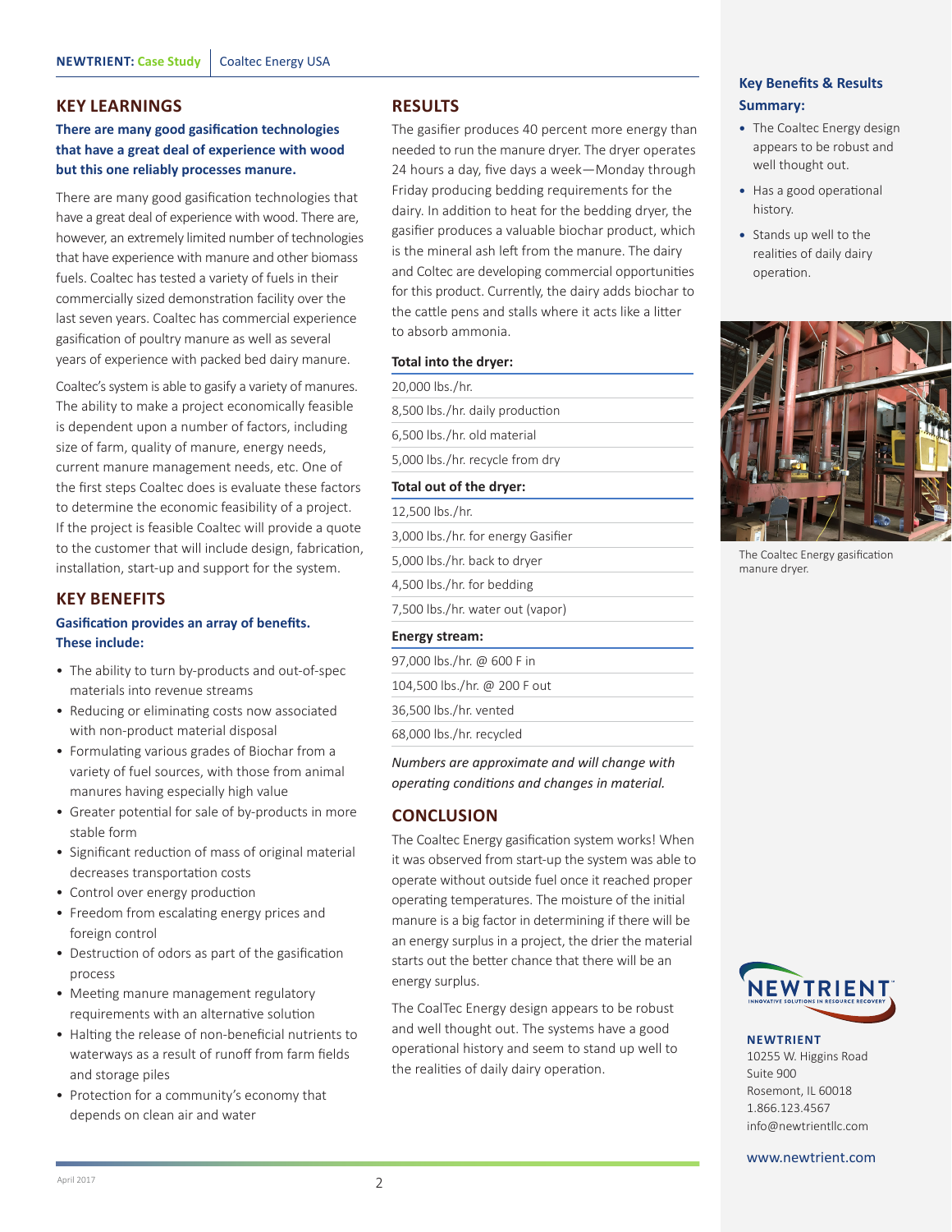## KEY LEARNINGS

**There are many good gasification technologies that have a great deal of experience with wood but this one reliably processes manure.**

There are many good gasification technologies that have a great deal of experience with wood. There are, however, an extremely limited number of technologies that have experience with manure and other biomass fuels. Coaltec has tested a variety of fuels in their commercially sized demonstration facility over the last seven years. Coaltec has commercial experience gasification of poultry manure as well as several years of experience with packed bed dairy manure.

Coaltec's system is able to gasify a variety of manures. The ability to make a project economically feasible is dependent upon a number of factors, including size of farm, quality of manure, energy needs, current manure management needs, etc. One of the first steps Coaltec does is evaluate these factors to determine the economic feasibility of a project. If the project is feasible Coaltec will provide a quote to the customer that will include design, fabrication, installation, start-up and support for the system.

## KEY BENEFITS

**Gasification provides an array of benefits. These include:**

- The ability to turn by-products and out-of-spec materials into revenue streams
- Reducing or eliminating costs now associated with non-product material disposal
- Formulating various grades of Biochar from a variety of fuel sources, with those from animal manures having especially high value
- Greater potential for sale of by-products in more stable form
- Significant reduction of mass of original material decreases transportation costs
- Control over energy production
- Freedom from escalating energy prices and foreign control
- Destruction of odors as part of the gasification process
- Meeting manure management regulatory requirements with an alternative solution
- Halting the release of non-beneficial nutrients to waterways as a result of runoff from farm fields and storage piles
- Protection for a community's economy that depends on clean air and water

## RESULTS

The gasifier produces 40 percent more energy than needed to run the manure dryer. The dryer operates 24 hours a day, five days a week—Monday through Friday producing bedding requirements for the dairy. In addition to heat for the bedding dryer, the gasifier produces a valuable biochar product, which is the mineral ash left from the manure. The dairy and Coltec are developing commercial opportunities for this product. Currently, the dairy adds biochar to the cattle pens and stalls where it acts like a litter to absorb ammonia.

| **Total into the dryer:** |
|---|
| 20,000 lbs./hr. |
| 8,500 lbs./hr. daily production |
| 6,500 lbs./hr. old material |
| 5,000 lbs./hr. recycle from dry |
| **Total out of the dryer:** |
| 12,500 lbs./hr. |
| 3,000 lbs./hr. for energy Gasifier |
| 5,000 lbs./hr. back to dryer |
| 4,500 lbs./hr. for bedding |
| 7,500 lbs./hr. water out (vapor) |
| **Energy stream:** |
| 97,000 lbs./hr. @ 600 F in |
| 104,500 lbs./hr. @ 200 F out |
| 36,500 lbs./hr. vented |
| 68,000 lbs./hr. recycled |

*Numbers are approximate and will change with operating conditions and changes in material.*

## CONCLUSION

The Coaltec Energy gasification system works! When it was observed from start-up the system was able to operate without outside fuel once it reached proper operating temperatures. The moisture of the initial manure is a big factor in determining if there will be an energy surplus in a project, the drier the material starts out the better chance that there will be an energy surplus.

The CoalTec Energy design appears to be robust and well thought out. The systems have a good operational history and seem to stand up well to the realities of daily dairy operation.

### Key Benefits & Results Summary:

- The Coaltec Energy design appears to be robust and well thought out.
- Has a good operational history.
- Stands up well to the realities of daily dairy operation.

The Coaltec Energy gasification manure dryer.

**NEWTRIENT**
10255 W. Higgins Road
Suite 900
Rosemont, IL 60018
1.866.123.4567
info@newtrientllc.com

www.newtrient.com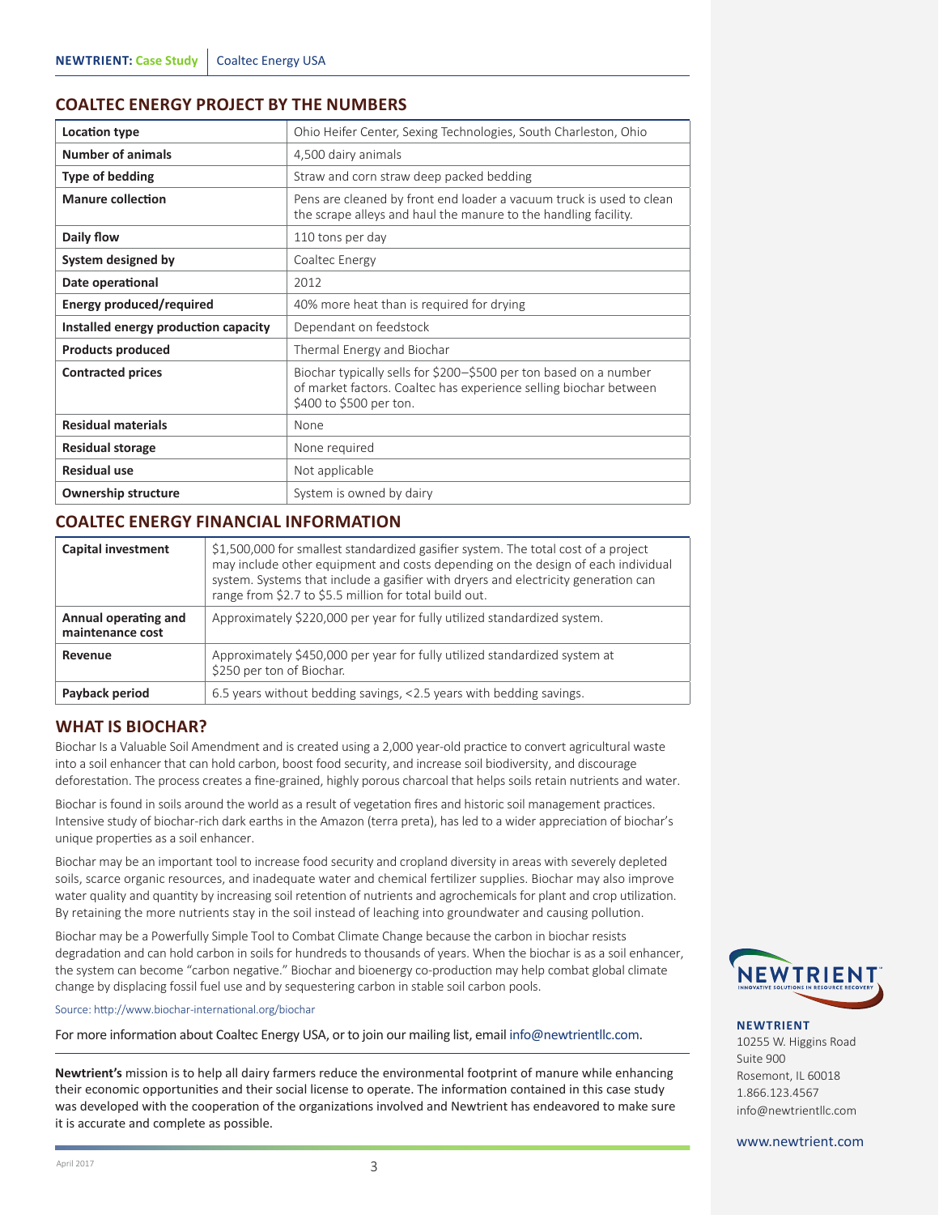## COALTEC ENERGY PROJECT BY THE NUMBERS

| | |
|---|---|
| **Location type** | Ohio Heifer Center, Sexing Technologies, South Charleston, Ohio |
| **Number of animals** | 4,500 dairy animals |
| **Type of bedding** | Straw and corn straw deep packed bedding |
| **Manure collection** | Pens are cleaned by front end loader a vacuum truck is used to clean the scrape alleys and haul the manure to the handling facility. |
| **Daily flow** | 110 tons per day |
| **System designed by** | Coaltec Energy |
| **Date operational** | 2012 |
| **Energy produced/required** | 40% more heat than is required for drying |
| **Installed energy production capacity** | Dependant on feedstock |
| **Products produced** | Thermal Energy and Biochar |
| **Contracted prices** | Biochar typically sells for $200–$500 per ton based on a number of market factors. Coaltec has experience selling biochar between $400 to $500 per ton. |
| **Residual materials** | None |
| **Residual storage** | None required |
| **Residual use** | Not applicable |
| **Ownership structure** | System is owned by dairy |

## COALTEC ENERGY FINANCIAL INFORMATION

| | |
|---|---|
| **Capital investment** | $1,500,000 for smallest standardized gasifier system. The total cost of a project may include other equipment and costs depending on the design of each individual system. Systems that include a gasifier with dryers and electricity generation can range from $2.7 to $5.5 million for total build out. |
| **Annual operating and maintenance cost** | Approximately $220,000 per year for fully utilized standardized system. |
| **Revenue** | Approximately $450,000 per year for fully utilized standardized system at $250 per ton of Biochar. |
| **Payback period** | 6.5 years without bedding savings, <2.5 years with bedding savings. |

## WHAT IS BIOCHAR?

Biochar Is a Valuable Soil Amendment and is created using a 2,000 year-old practice to convert agricultural waste into a soil enhancer that can hold carbon, boost food security, and increase soil biodiversity, and discourage deforestation. The process creates a fine-grained, highly porous charcoal that helps soils retain nutrients and water.

Biochar is found in soils around the world as a result of vegetation fires and historic soil management practices. Intensive study of biochar-rich dark earths in the Amazon (terra preta), has led to a wider appreciation of biochar's unique properties as a soil enhancer.

Biochar may be an important tool to increase food security and cropland diversity in areas with severely depleted soils, scarce organic resources, and inadequate water and chemical fertilizer supplies. Biochar may also improve water quality and quantity by increasing soil retention of nutrients and agrochemicals for plant and crop utilization. By retaining the more nutrients stay in the soil instead of leaching into groundwater and causing pollution.

Biochar may be a Powerfully Simple Tool to Combat Climate Change because the carbon in biochar resists degradation and can hold carbon in soils for hundreds to thousands of years. When the biochar is as a soil enhancer, the system can become "carbon negative." Biochar and bioenergy co-production may help combat global climate change by displacing fossil fuel use and by sequestering carbon in stable soil carbon pools.

Source: http://www.biochar-international.org/biochar

For more information about Coaltec Energy USA, or to join our mailing list, email info@newtrientllc.com.

**Newtrient's** mission is to help all dairy farmers reduce the environmental footprint of manure while enhancing their economic opportunities and their social license to operate. The information contained in this case study was developed with the cooperation of the organizations involved and Newtrient has endeavored to make sure it is accurate and complete as possible.

**NEWTRIENT**
10255 W. Higgins Road
Suite 900
Rosemont, IL 60018
1.866.123.4567
info@newtrientllc.com

www.newtrient.com